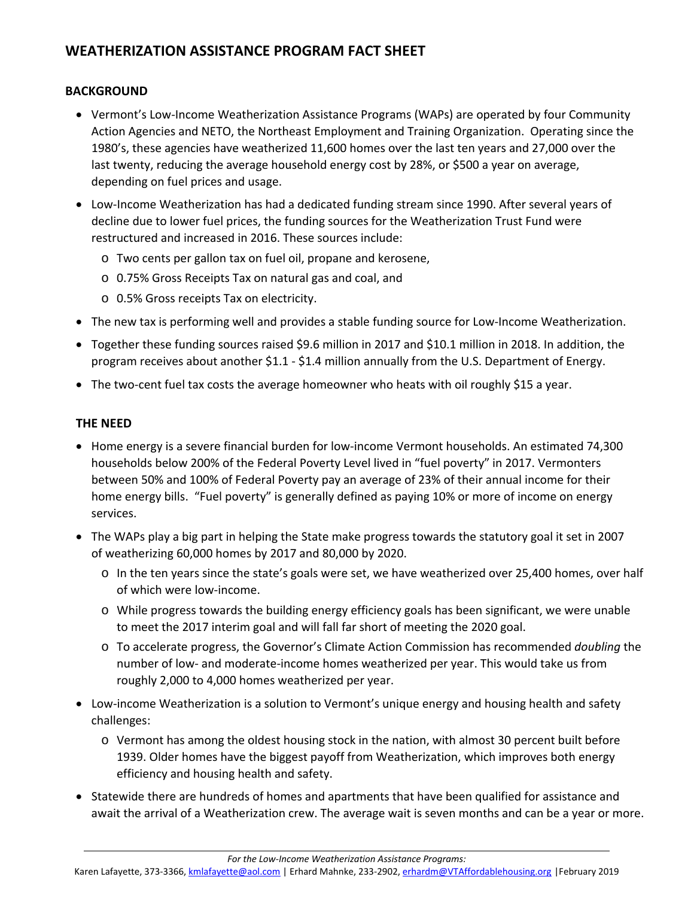# WEATHERIZATION ASSISTANCE PROGRAM FACT SHEET

## BACKGROUND

- Vermont's Low-Income Weatherization Assistance Programs (WAPs) are operated by four Community Action Agencies and NETO, the Northeast Employment and Training Organization. Operating since the 1980's, these agencies have weatherized 11,600 homes over the last ten years and 27,000 over the last twenty, reducing the average household energy cost by 28%, or $500 a year on average, depending on fuel prices and usage.
- Low-Income Weatherization has had a dedicated funding stream since 1990. After several years of decline due to lower fuel prices, the funding sources for the Weatherization Trust Fund were restructured and increased in 2016. These sources include:
  - Two cents per gallon tax on fuel oil, propane and kerosene,
  - 0.75% Gross Receipts Tax on natural gas and coal, and
  - 0.5% Gross receipts Tax on electricity.
- The new tax is performing well and provides a stable funding source for Low-Income Weatherization.
- Together these funding sources raised $9.6 million in 2017 and $10.1 million in 2018. In addition, the program receives about another $1.1 - $1.4 million annually from the U.S. Department of Energy.
- The two-cent fuel tax costs the average homeowner who heats with oil roughly $15 a year.

## THE NEED

- Home energy is a severe financial burden for low-income Vermont households. An estimated 74,300 households below 200% of the Federal Poverty Level lived in "fuel poverty" in 2017. Vermonters between 50% and 100% of Federal Poverty pay an average of 23% of their annual income for their home energy bills. "Fuel poverty" is generally defined as paying 10% or more of income on energy services.
- The WAPs play a big part in helping the State make progress towards the statutory goal it set in 2007 of weatherizing 60,000 homes by 2017 and 80,000 by 2020.
  - In the ten years since the state's goals were set, we have weatherized over 25,400 homes, over half of which were low-income.
  - While progress towards the building energy efficiency goals has been significant, we were unable to meet the 2017 interim goal and will fall far short of meeting the 2020 goal.
  - To accelerate progress, the Governor's Climate Action Commission has recommended *doubling* the number of low- and moderate-income homes weatherized per year. This would take us from roughly 2,000 to 4,000 homes weatherized per year.
- Low-income Weatherization is a solution to Vermont's unique energy and housing health and safety challenges:
  - Vermont has among the oldest housing stock in the nation, with almost 30 percent built before 1939. Older homes have the biggest payoff from Weatherization, which improves both energy efficiency and housing health and safety.
- Statewide there are hundreds of homes and apartments that have been qualified for assistance and await the arrival of a Weatherization crew. The average wait is seven months and can be a year or more.

*For the Low-Income Weatherization Assistance Programs:*
Karen Lafayette, 373-3366, kmlafayette@aol.com | Erhard Mahnke, 233-2902, erhardm@VTAffordablehousing.org | February 2019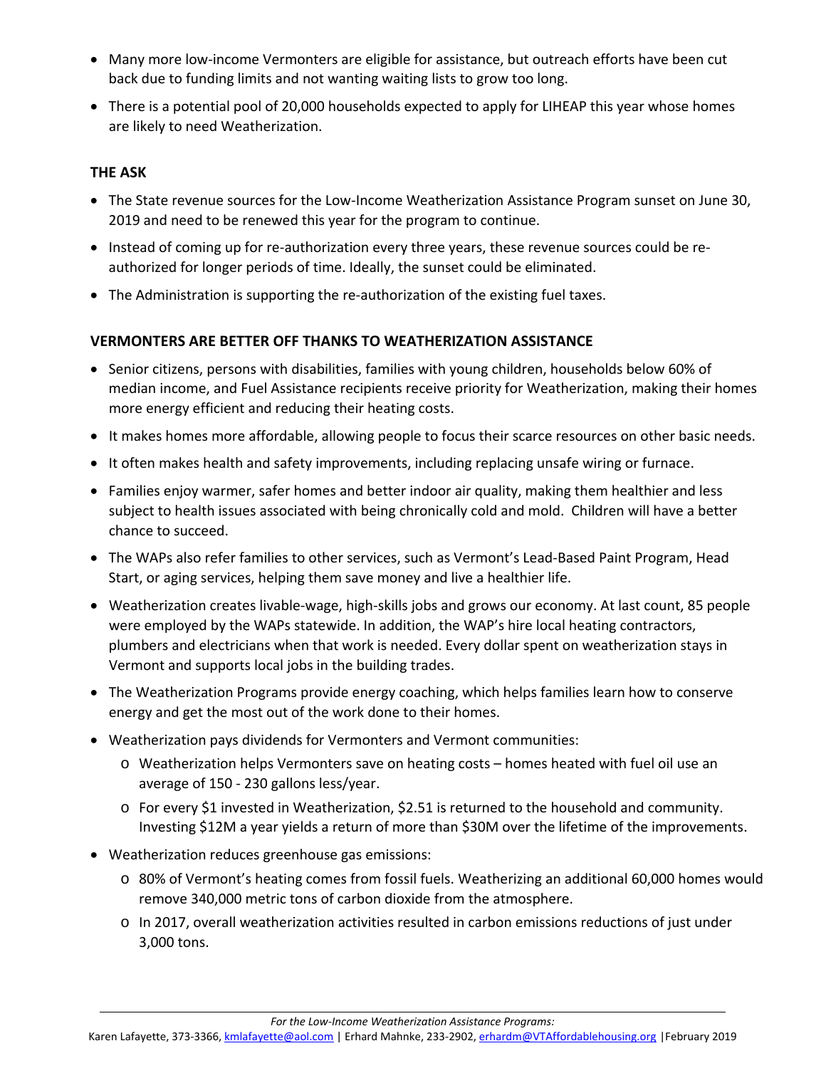- Many more low-income Vermonters are eligible for assistance, but outreach efforts have been cut back due to funding limits and not wanting waiting lists to grow too long.
- There is a potential pool of 20,000 households expected to apply for LIHEAP this year whose homes are likely to need Weatherization.

**THE ASK**

- The State revenue sources for the Low-Income Weatherization Assistance Program sunset on June 30, 2019 and need to be renewed this year for the program to continue.
- Instead of coming up for re-authorization every three years, these revenue sources could be re-authorized for longer periods of time. Ideally, the sunset could be eliminated.
- The Administration is supporting the re-authorization of the existing fuel taxes.

**VERMONTERS ARE BETTER OFF THANKS TO WEATHERIZATION ASSISTANCE**

- Senior citizens, persons with disabilities, families with young children, households below 60% of median income, and Fuel Assistance recipients receive priority for Weatherization, making their homes more energy efficient and reducing their heating costs.
- It makes homes more affordable, allowing people to focus their scarce resources on other basic needs.
- It often makes health and safety improvements, including replacing unsafe wiring or furnace.
- Families enjoy warmer, safer homes and better indoor air quality, making them healthier and less subject to health issues associated with being chronically cold and mold. Children will have a better chance to succeed.
- The WAPs also refer families to other services, such as Vermont's Lead-Based Paint Program, Head Start, or aging services, helping them save money and live a healthier life.
- Weatherization creates livable-wage, high-skills jobs and grows our economy. At last count, 85 people were employed by the WAPs statewide. In addition, the WAP's hire local heating contractors, plumbers and electricians when that work is needed. Every dollar spent on weatherization stays in Vermont and supports local jobs in the building trades.
- The Weatherization Programs provide energy coaching, which helps families learn how to conserve energy and get the most out of the work done to their homes.
- Weatherization pays dividends for Vermonters and Vermont communities:
  - Weatherization helps Vermonters save on heating costs – homes heated with fuel oil use an average of 150 - 230 gallons less/year.
  - For every $1 invested in Weatherization, $2.51 is returned to the household and community. Investing $12M a year yields a return of more than $30M over the lifetime of the improvements.
- Weatherization reduces greenhouse gas emissions:
  - 80% of Vermont's heating comes from fossil fuels. Weatherizing an additional 60,000 homes would remove 340,000 metric tons of carbon dioxide from the atmosphere.
  - In 2017, overall weatherization activities resulted in carbon emissions reductions of just under 3,000 tons.

*For the Low-Income Weatherization Assistance Programs:*
Karen Lafayette, 373-3366, kmlafayette@aol.com | Erhard Mahnke, 233-2902, erhardm@VTAffordablehousing.org | February 2019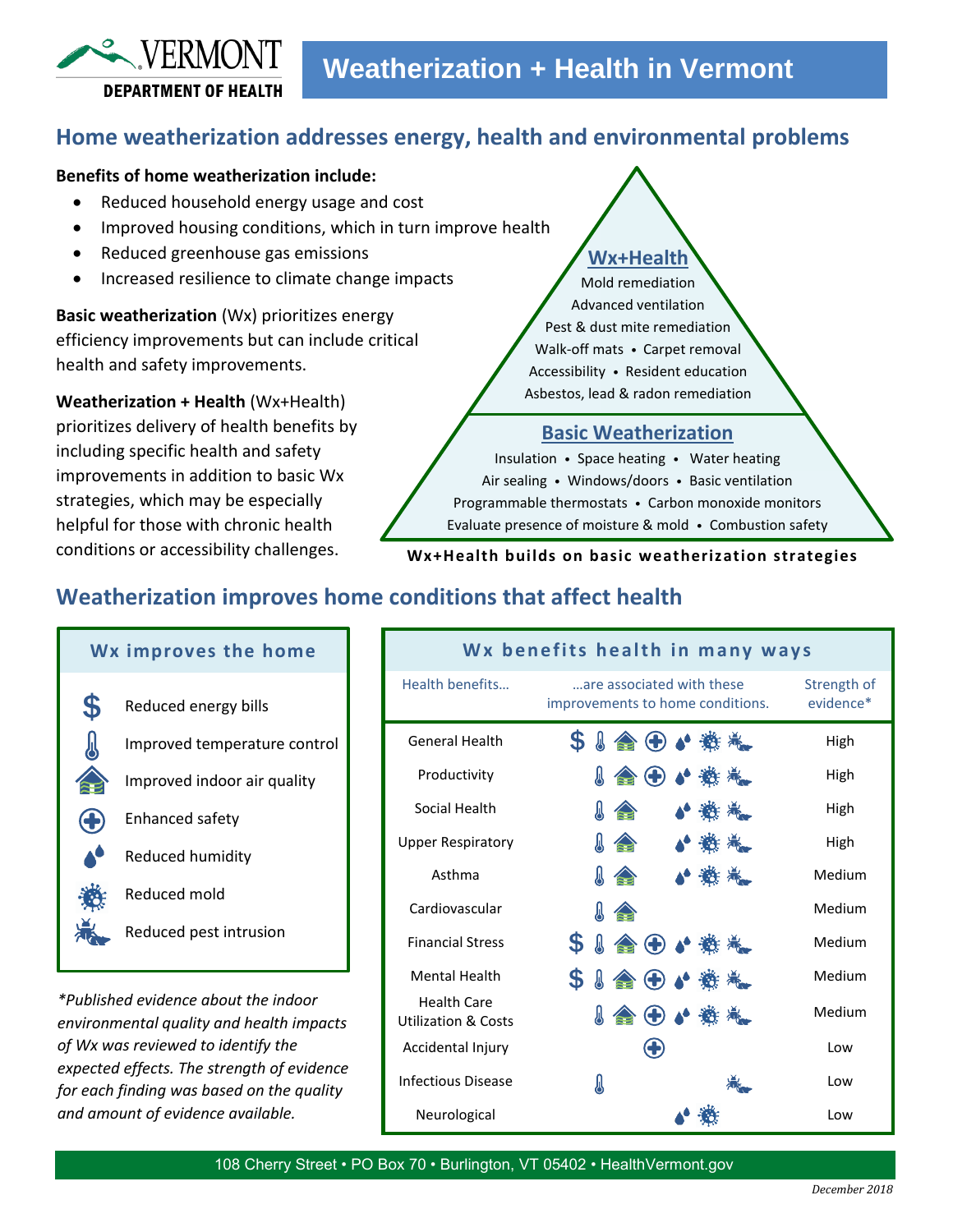# Weatherization + Health in Vermont

## Home weatherization addresses energy, health and environmental problems

**Benefits of home weatherization include:**

- Reduced household energy usage and cost
- Improved housing conditions, which in turn improve health
- Reduced greenhouse gas emissions
- Increased resilience to climate change impacts

**Basic weatherization** (Wx) prioritizes energy efficiency improvements but can include critical health and safety improvements.

**Weatherization + Health** (Wx+Health) prioritizes delivery of health benefits by including specific health and safety improvements in addition to basic Wx strategies, which may be especially helpful for those with chronic health conditions or accessibility challenges.

**Wx+Health**

Mold remediation
Advanced ventilation
Pest & dust mite remediation
Walk-off mats • Carpet removal
Accessibility • Resident education
Asbestos, lead & radon remediation

**Basic Weatherization**

Insulation • Space heating • Water heating
Air sealing • Windows/doors • Basic ventilation
Programmable thermostats • Carbon monoxide monitors
Evaluate presence of moisture & mold • Combustion safety

**Wx+Health builds on basic weatherization strategies**

## Weatherization improves home conditions that affect health

**Wx improves the home**

- $ Reduced energy bills
- Improved temperature control
- Improved indoor air quality
- Enhanced safety
- Reduced humidity
- Reduced mold
- Reduced pest intrusion

*\*Published evidence about the indoor environmental quality and health impacts of Wx was reviewed to identify the expected effects. The strength of evidence for each finding was based on the quality and amount of evidence available.*

**Wx benefits health in many ways**

| Health benefits… | …are associated with these improvements to home conditions. | Strength of evidence* |
|---|---|---|
| General Health | Energy bills, Temperature, Air quality, Safety, Humidity, Mold, Pests | High |
| Productivity | Temperature, Air quality, Safety, Humidity, Mold, Pests | High |
| Social Health | Temperature, Air quality, Humidity, Mold, Pests | High |
| Upper Respiratory | Temperature, Air quality, Humidity, Mold, Pests | High |
| Asthma | Temperature, Air quality, Humidity, Mold, Pests | Medium |
| Cardiovascular | Temperature, Air quality | Medium |
| Financial Stress | Energy bills, Temperature, Air quality, Safety, Humidity, Mold, Pests | Medium |
| Mental Health | Energy bills, Temperature, Air quality, Safety, Humidity, Mold, Pests | Medium |
| Health Care Utilization & Costs | Temperature, Air quality, Safety, Humidity, Mold, Pests | Medium |
| Accidental Injury | Safety | Low |
| Infectious Disease | Temperature, Pests | Low |
| Neurological | Humidity, Mold | Low |

108 Cherry Street • PO Box 70 • Burlington, VT 05402 • HealthVermont.gov

*December 2018*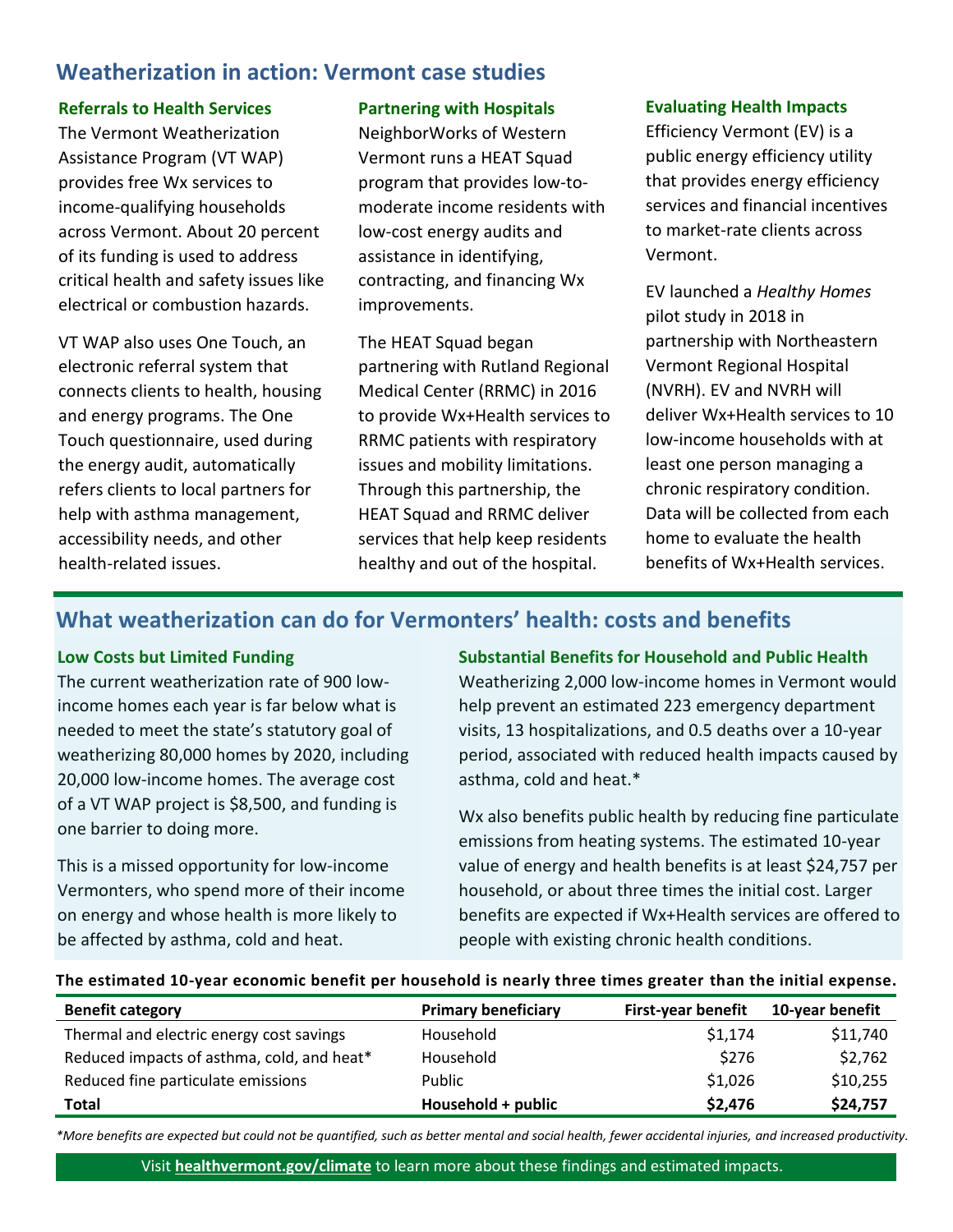## Weatherization in action: Vermont case studies

### Referrals to Health Services

The Vermont Weatherization Assistance Program (VT WAP) provides free Wx services to income-qualifying households across Vermont. About 20 percent of its funding is used to address critical health and safety issues like electrical or combustion hazards.

VT WAP also uses One Touch, an electronic referral system that connects clients to health, housing and energy programs. The One Touch questionnaire, used during the energy audit, automatically refers clients to local partners for help with asthma management, accessibility needs, and other health-related issues.

### Partnering with Hospitals

NeighborWorks of Western Vermont runs a HEAT Squad program that provides low-to-moderate income residents with low-cost energy audits and assistance in identifying, contracting, and financing Wx improvements.

The HEAT Squad began partnering with Rutland Regional Medical Center (RRMC) in 2016 to provide Wx+Health services to RRMC patients with respiratory issues and mobility limitations. Through this partnership, the HEAT Squad and RRMC deliver services that help keep residents healthy and out of the hospital.

### Evaluating Health Impacts

Efficiency Vermont (EV) is a public energy efficiency utility that provides energy efficiency services and financial incentives to market-rate clients across Vermont.

EV launched a *Healthy Homes* pilot study in 2018 in partnership with Northeastern Vermont Regional Hospital (NVRH). EV and NVRH will deliver Wx+Health services to 10 low-income households with at least one person managing a chronic respiratory condition. Data will be collected from each home to evaluate the health benefits of Wx+Health services.

## What weatherization can do for Vermonters' health: costs and benefits

### Low Costs but Limited Funding

The current weatherization rate of 900 low-income homes each year is far below what is needed to meet the state's statutory goal of weatherizing 80,000 homes by 2020, including 20,000 low-income homes. The average cost of a VT WAP project is $8,500, and funding is one barrier to doing more.

This is a missed opportunity for low-income Vermonters, who spend more of their income on energy and whose health is more likely to be affected by asthma, cold and heat.

### Substantial Benefits for Household and Public Health

Weatherizing 2,000 low-income homes in Vermont would help prevent an estimated 223 emergency department visits, 13 hospitalizations, and 0.5 deaths over a 10-year period, associated with reduced health impacts caused by asthma, cold and heat.*

Wx also benefits public health by reducing fine particulate emissions from heating systems. The estimated 10-year value of energy and health benefits is at least $24,757 per household, or about three times the initial cost. Larger benefits are expected if Wx+Health services are offered to people with existing chronic health conditions.

**The estimated 10-year economic benefit per household is nearly three times greater than the initial expense.**

| Benefit category | Primary beneficiary | First-year benefit | 10-year benefit |
|---|---|---|---|
| Thermal and electric energy cost savings | Household | $1,174 | $11,740 |
| Reduced impacts of asthma, cold, and heat* | Household | $276 | $2,762 |
| Reduced fine particulate emissions | Public | $1,026 | $10,255 |
| **Total** | **Household + public** | **$2,476** | **$24,757** |

*\*More benefits are expected but could not be quantified, such as better mental and social health, fewer accidental injuries, and increased productivity.*

Visit **healthvermont.gov/climate** to learn more about these findings and estimated impacts.